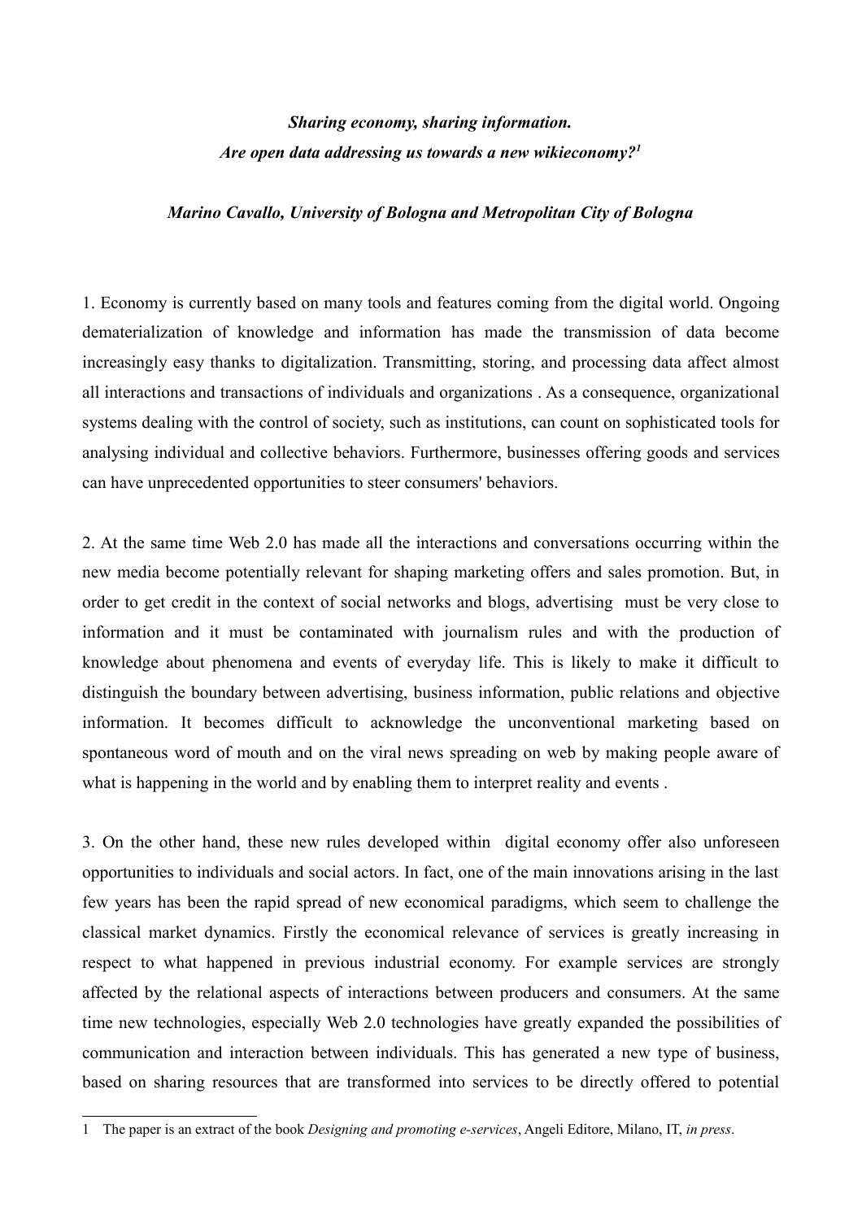***Sharing economy, sharing information.***
***Are open data addressing us towards a new wikieconomy?[1]***

***Marino Cavallo, University of Bologna and Metropolitan City of Bologna***

1. Economy is currently based on many tools and features coming from the digital world. Ongoing dematerialization of knowledge and information has made the transmission of data become increasingly easy thanks to digitalization. Transmitting, storing, and processing data affect almost all interactions and transactions of individuals and organizations . As a consequence, organizational systems dealing with the control of society, such as institutions, can count on sophisticated tools for analysing individual and collective behaviors. Furthermore, businesses offering goods and services can have unprecedented opportunities to steer consumers' behaviors.

2. At the same time Web 2.0 has made all the interactions and conversations occurring within the new media become potentially relevant for shaping marketing offers and sales promotion. But, in order to get credit in the context of social networks and blogs, advertising must be very close to information and it must be contaminated with journalism rules and with the production of knowledge about phenomena and events of everyday life. This is likely to make it difficult to distinguish the boundary between advertising, business information, public relations and objective information. It becomes difficult to acknowledge the unconventional marketing based on spontaneous word of mouth and on the viral news spreading on web by making people aware of what is happening in the world and by enabling them to interpret reality and events .

3. On the other hand, these new rules developed within digital economy offer also unforeseen opportunities to individuals and social actors. In fact, one of the main innovations arising in the last few years has been the rapid spread of new economical paradigms, which seem to challenge the classical market dynamics. Firstly the economical relevance of services is greatly increasing in respect to what happened in previous industrial economy. For example services are strongly affected by the relational aspects of interactions between producers and consumers. At the same time new technologies, especially Web 2.0 technologies have greatly expanded the possibilities of communication and interaction between individuals. This has generated a new type of business, based on sharing resources that are transformed into services to be directly offered to potential

---

1 The paper is an extract of the book *Designing and promoting e-services*, Angeli Editore, Milano, IT, *in press*.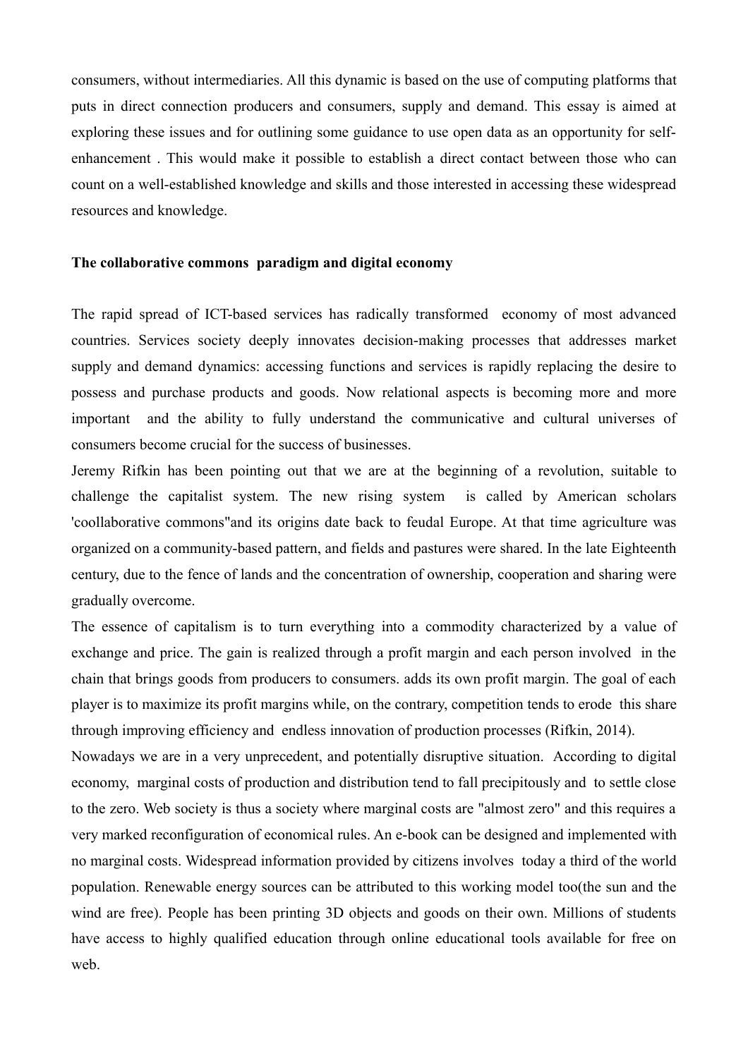consumers, without intermediaries. All this dynamic is based on the use of computing platforms that puts in direct connection producers and consumers, supply and demand. This essay is aimed at exploring these issues and for outlining some guidance to use open data as an opportunity for self-enhancement . This would make it possible to establish a direct contact between those who can count on a well-established knowledge and skills and those interested in accessing these widespread resources and knowledge.

**The collaborative commons paradigm and digital economy**

The rapid spread of ICT-based services has radically transformed economy of most advanced countries. Services society deeply innovates decision-making processes that addresses market supply and demand dynamics: accessing functions and services is rapidly replacing the desire to possess and purchase products and goods. Now relational aspects is becoming more and more important and the ability to fully understand the communicative and cultural universes of consumers become crucial for the success of businesses.

Jeremy Rifkin has been pointing out that we are at the beginning of a revolution, suitable to challenge the capitalist system. The new rising system is called by American scholars 'coollaborative commons"and its origins date back to feudal Europe. At that time agriculture was organized on a community-based pattern, and fields and pastures were shared. In the late Eighteenth century, due to the fence of lands and the concentration of ownership, cooperation and sharing were gradually overcome.

The essence of capitalism is to turn everything into a commodity characterized by a value of exchange and price. The gain is realized through a profit margin and each person involved in the chain that brings goods from producers to consumers. adds its own profit margin. The goal of each player is to maximize its profit margins while, on the contrary, competition tends to erode this share through improving efficiency and endless innovation of production processes (Rifkin, 2014).

Nowadays we are in a very unprecedent, and potentially disruptive situation. According to digital economy, marginal costs of production and distribution tend to fall precipitously and to settle close to the zero. Web society is thus a society where marginal costs are "almost zero" and this requires a very marked reconfiguration of economical rules. An e-book can be designed and implemented with no marginal costs. Widespread information provided by citizens involves today a third of the world population. Renewable energy sources can be attributed to this working model too(the sun and the wind are free). People has been printing 3D objects and goods on their own. Millions of students have access to highly qualified education through online educational tools available for free on web.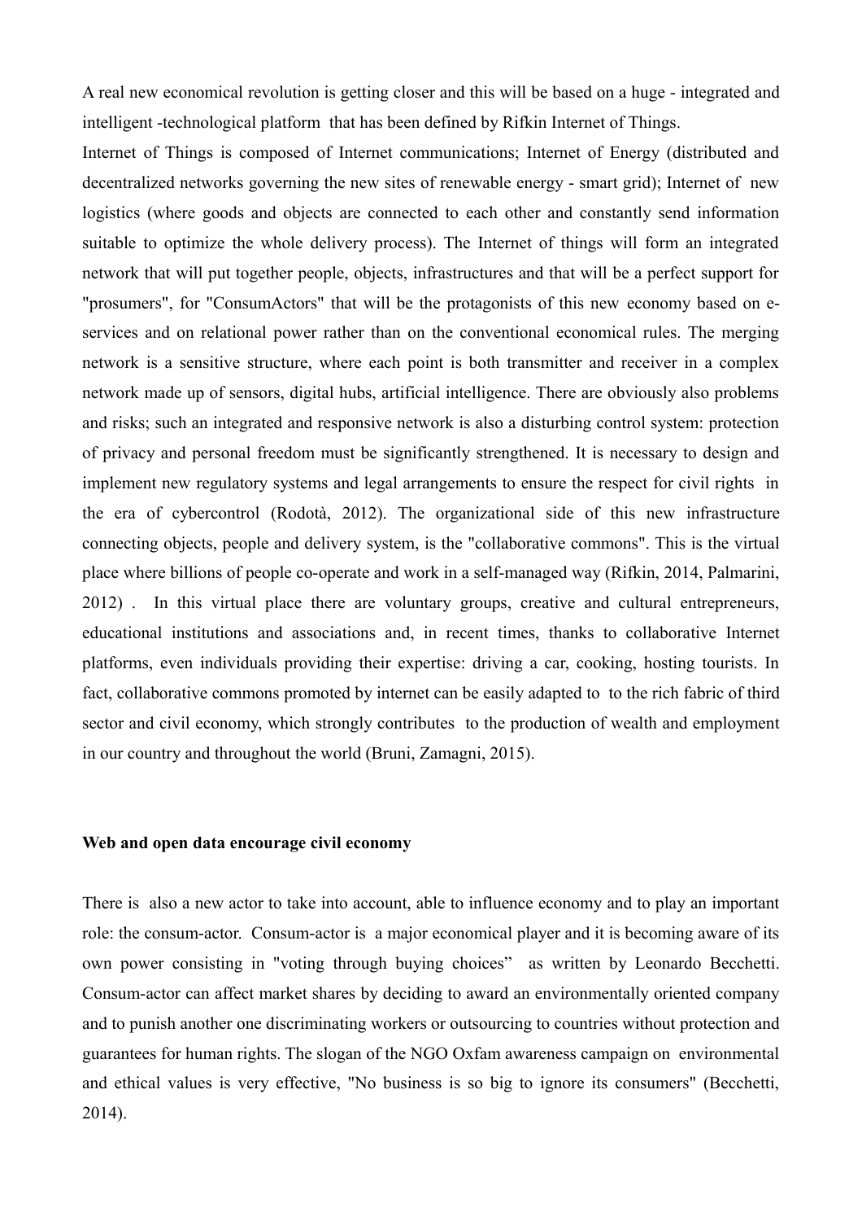A real new economical revolution is getting closer and this will be based on a huge - integrated and intelligent -technological platform that has been defined by Rifkin Internet of Things.

Internet of Things is composed of Internet communications; Internet of Energy (distributed and decentralized networks governing the new sites of renewable energy - smart grid); Internet of new logistics (where goods and objects are connected to each other and constantly send information suitable to optimize the whole delivery process). The Internet of things will form an integrated network that will put together people, objects, infrastructures and that will be a perfect support for "prosumers", for "ConsumActors" that will be the protagonists of this new economy based on e-services and on relational power rather than on the conventional economical rules. The merging network is a sensitive structure, where each point is both transmitter and receiver in a complex network made up of sensors, digital hubs, artificial intelligence. There are obviously also problems and risks; such an integrated and responsive network is also a disturbing control system: protection of privacy and personal freedom must be significantly strengthened. It is necessary to design and implement new regulatory systems and legal arrangements to ensure the respect for civil rights in the era of cybercontrol (Rodotà, 2012). The organizational side of this new infrastructure connecting objects, people and delivery system, is the "collaborative commons". This is the virtual place where billions of people co-operate and work in a self-managed way (Rifkin, 2014, Palmarini, 2012) . In this virtual place there are voluntary groups, creative and cultural entrepreneurs, educational institutions and associations and, in recent times, thanks to collaborative Internet platforms, even individuals providing their expertise: driving a car, cooking, hosting tourists. In fact, collaborative commons promoted by internet can be easily adapted to to the rich fabric of third sector and civil economy, which strongly contributes to the production of wealth and employment in our country and throughout the world (Bruni, Zamagni, 2015).

**Web and open data encourage civil economy**

There is also a new actor to take into account, able to influence economy and to play an important role: the consum-actor. Consum-actor is a major economical player and it is becoming aware of its own power consisting in "voting through buying choices" as written by Leonardo Becchetti. Consum-actor can affect market shares by deciding to award an environmentally oriented company and to punish another one discriminating workers or outsourcing to countries without protection and guarantees for human rights. The slogan of the NGO Oxfam awareness campaign on environmental and ethical values is very effective, "No business is so big to ignore its consumers" (Becchetti, 2014).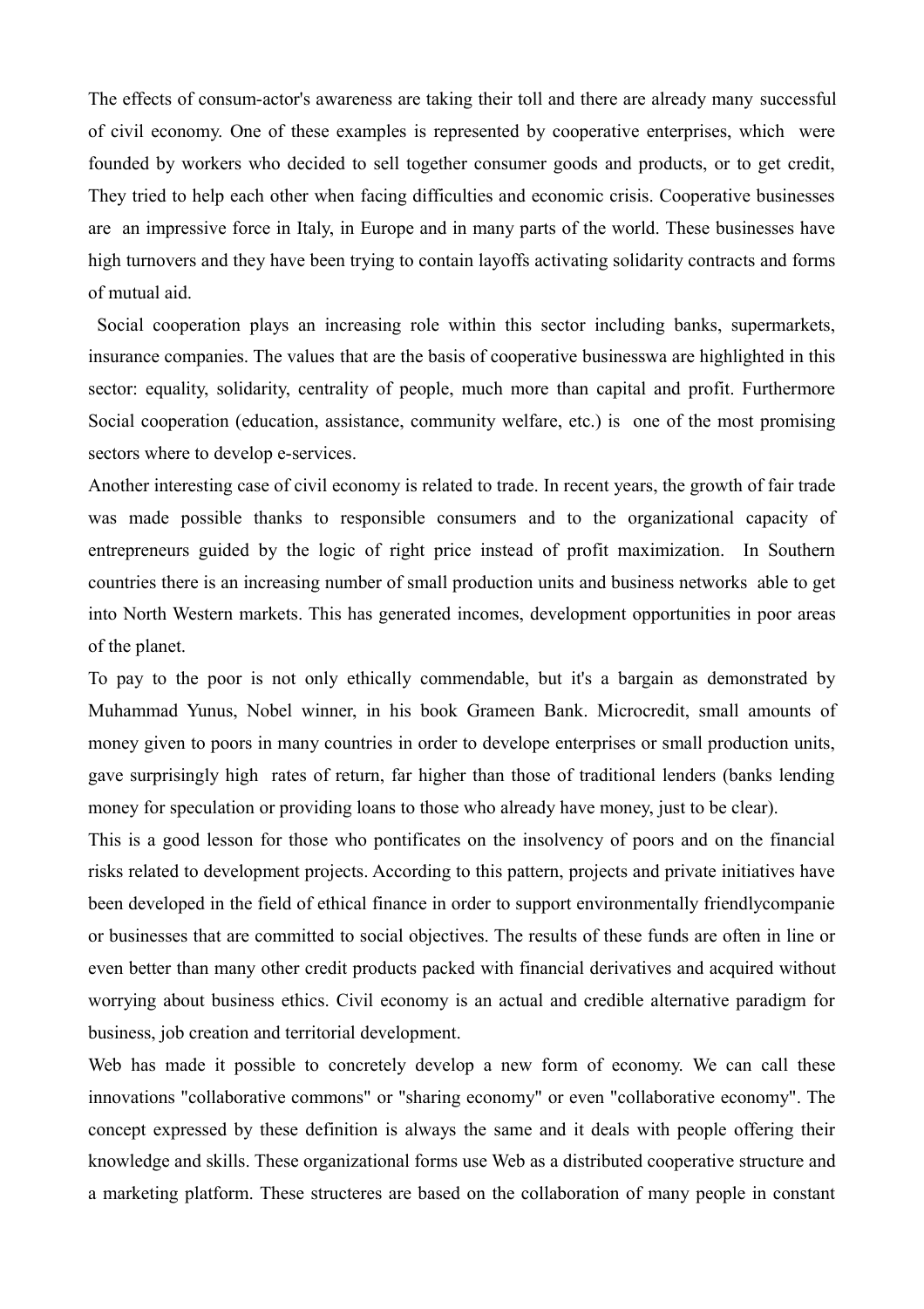The effects of consum-actor's awareness are taking their toll and there are already many successful of civil economy. One of these examples is represented by cooperative enterprises, which were founded by workers who decided to sell together consumer goods and products, or to get credit, They tried to help each other when facing difficulties and economic crisis. Cooperative businesses are an impressive force in Italy, in Europe and in many parts of the world. These businesses have high turnovers and they have been trying to contain layoffs activating solidarity contracts and forms of mutual aid.

Social cooperation plays an increasing role within this sector including banks, supermarkets, insurance companies. The values that are the basis of cooperative businesswa are highlighted in this sector: equality, solidarity, centrality of people, much more than capital and profit. Furthermore Social cooperation (education, assistance, community welfare, etc.) is one of the most promising sectors where to develop e-services.

Another interesting case of civil economy is related to trade. In recent years, the growth of fair trade was made possible thanks to responsible consumers and to the organizational capacity of entrepreneurs guided by the logic of right price instead of profit maximization. In Southern countries there is an increasing number of small production units and business networks able to get into North Western markets. This has generated incomes, development opportunities in poor areas of the planet.

To pay to the poor is not only ethically commendable, but it's a bargain as demonstrated by Muhammad Yunus, Nobel winner, in his book Grameen Bank. Microcredit, small amounts of money given to poors in many countries in order to develope enterprises or small production units, gave surprisingly high rates of return, far higher than those of traditional lenders (banks lending money for speculation or providing loans to those who already have money, just to be clear).

This is a good lesson for those who pontificates on the insolvency of poors and on the financial risks related to development projects. According to this pattern, projects and private initiatives have been developed in the field of ethical finance in order to support environmentally friendlycompanie or businesses that are committed to social objectives. The results of these funds are often in line or even better than many other credit products packed with financial derivatives and acquired without worrying about business ethics. Civil economy is an actual and credible alternative paradigm for business, job creation and territorial development.

Web has made it possible to concretely develop a new form of economy. We can call these innovations "collaborative commons" or "sharing economy" or even "collaborative economy". The concept expressed by these definition is always the same and it deals with people offering their knowledge and skills. These organizational forms use Web as a distributed cooperative structure and a marketing platform. These structeres are based on the collaboration of many people in constant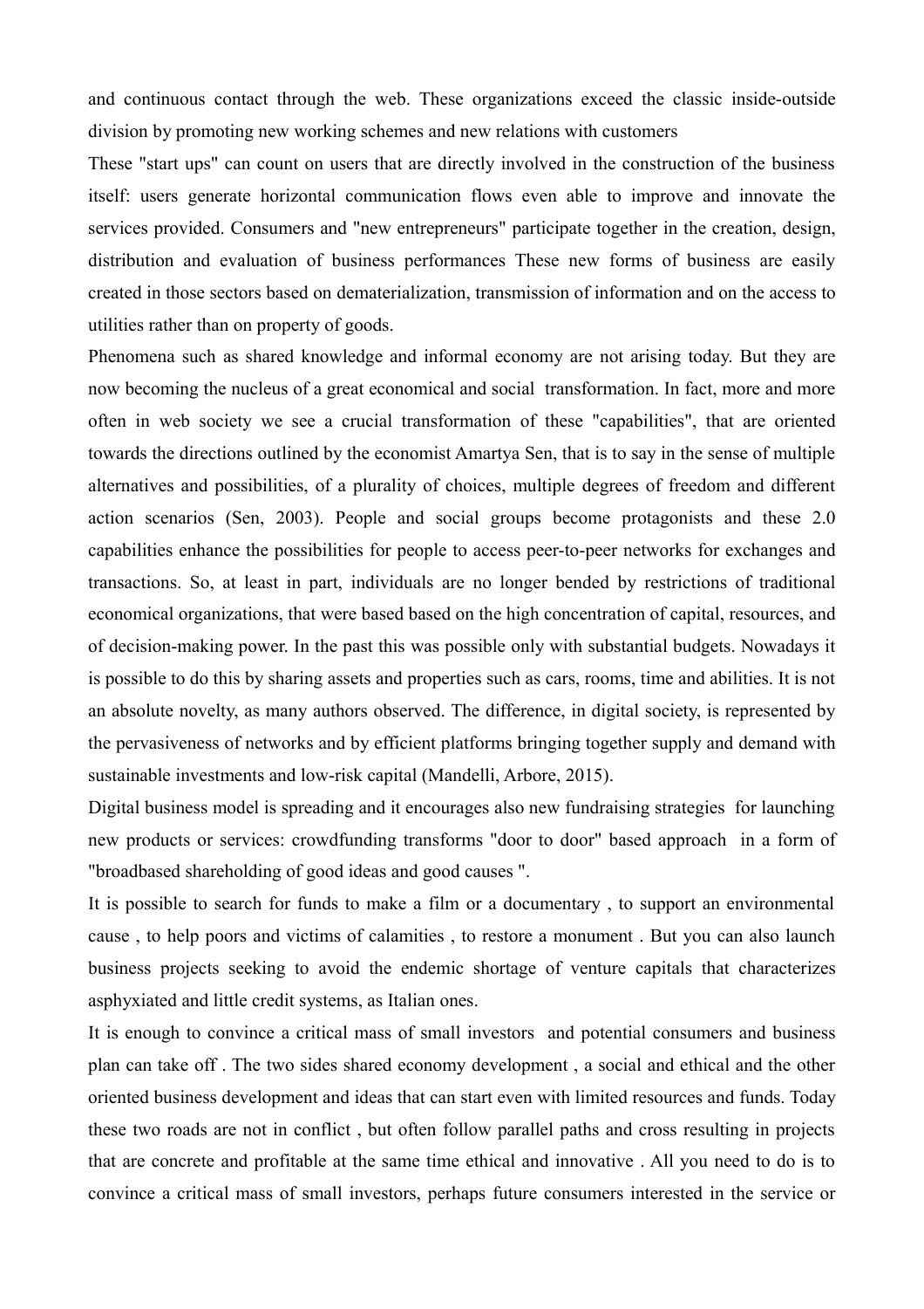and continuous contact through the web. These organizations exceed the classic inside-outside division by promoting new working schemes and new relations with customers

These "start ups" can count on users that are directly involved in the construction of the business itself: users generate horizontal communication flows even able to improve and innovate the services provided. Consumers and "new entrepreneurs" participate together in the creation, design, distribution and evaluation of business performances These new forms of business are easily created in those sectors based on dematerialization, transmission of information and on the access to utilities rather than on property of goods.

Phenomena such as shared knowledge and informal economy are not arising today. But they are now becoming the nucleus of a great economical and social transformation. In fact, more and more often in web society we see a crucial transformation of these "capabilities", that are oriented towards the directions outlined by the economist Amartya Sen, that is to say in the sense of multiple alternatives and possibilities, of a plurality of choices, multiple degrees of freedom and different action scenarios (Sen, 2003). People and social groups become protagonists and these 2.0 capabilities enhance the possibilities for people to access peer-to-peer networks for exchanges and transactions. So, at least in part, individuals are no longer bended by restrictions of traditional economical organizations, that were based based on the high concentration of capital, resources, and of decision-making power. In the past this was possible only with substantial budgets. Nowadays it is possible to do this by sharing assets and properties such as cars, rooms, time and abilities. It is not an absolute novelty, as many authors observed. The difference, in digital society, is represented by the pervasiveness of networks and by efficient platforms bringing together supply and demand with sustainable investments and low-risk capital (Mandelli, Arbore, 2015).

Digital business model is spreading and it encourages also new fundraising strategies for launching new products or services: crowdfunding transforms "door to door" based approach in a form of "broadbased shareholding of good ideas and good causes ".

It is possible to search for funds to make a film or a documentary , to support an environmental cause , to help poors and victims of calamities , to restore a monument . But you can also launch business projects seeking to avoid the endemic shortage of venture capitals that characterizes asphyxiated and little credit systems, as Italian ones.

It is enough to convince a critical mass of small investors and potential consumers and business plan can take off . The two sides shared economy development , a social and ethical and the other oriented business development and ideas that can start even with limited resources and funds. Today these two roads are not in conflict , but often follow parallel paths and cross resulting in projects that are concrete and profitable at the same time ethical and innovative . All you need to do is to convince a critical mass of small investors, perhaps future consumers interested in the service or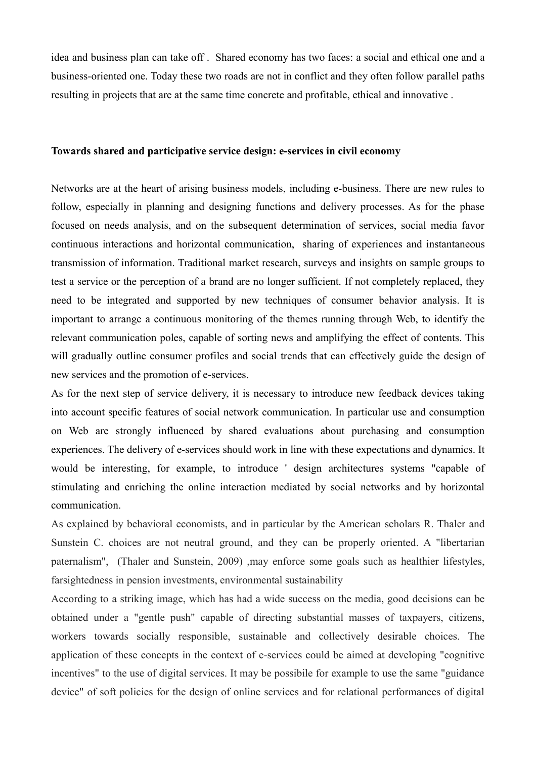idea and business plan can take off . Shared economy has two faces: a social and ethical one and a business-oriented one. Today these two roads are not in conflict and they often follow parallel paths resulting in projects that are at the same time concrete and profitable, ethical and innovative .

**Towards shared and participative service design: e-services in civil economy**

Networks are at the heart of arising business models, including e-business. There are new rules to follow, especially in planning and designing functions and delivery processes. As for the phase focused on needs analysis, and on the subsequent determination of services, social media favor continuous interactions and horizontal communication, sharing of experiences and instantaneous transmission of information. Traditional market research, surveys and insights on sample groups to test a service or the perception of a brand are no longer sufficient. If not completely replaced, they need to be integrated and supported by new techniques of consumer behavior analysis. It is important to arrange a continuous monitoring of the themes running through Web, to identify the relevant communication poles, capable of sorting news and amplifying the effect of contents. This will gradually outline consumer profiles and social trends that can effectively guide the design of new services and the promotion of e-services.

As for the next step of service delivery, it is necessary to introduce new feedback devices taking into account specific features of social network communication. In particular use and consumption on Web are strongly influenced by shared evaluations about purchasing and consumption experiences. The delivery of e-services should work in line with these expectations and dynamics. It would be interesting, for example, to introduce ' design architectures systems "capable of stimulating and enriching the online interaction mediated by social networks and by horizontal communication.

As explained by behavioral economists, and in particular by the American scholars R. Thaler and Sunstein C. choices are not neutral ground, and they can be properly oriented. A "libertarian paternalism", (Thaler and Sunstein, 2009) ,may enforce some goals such as healthier lifestyles, farsightedness in pension investments, environmental sustainability

According to a striking image, which has had a wide success on the media, good decisions can be obtained under a "gentle push" capable of directing substantial masses of taxpayers, citizens, workers towards socially responsible, sustainable and collectively desirable choices. The application of these concepts in the context of e-services could be aimed at developing "cognitive incentives" to the use of digital services. It may be possibile for example to use the same "guidance device" of soft policies for the design of online services and for relational performances of digital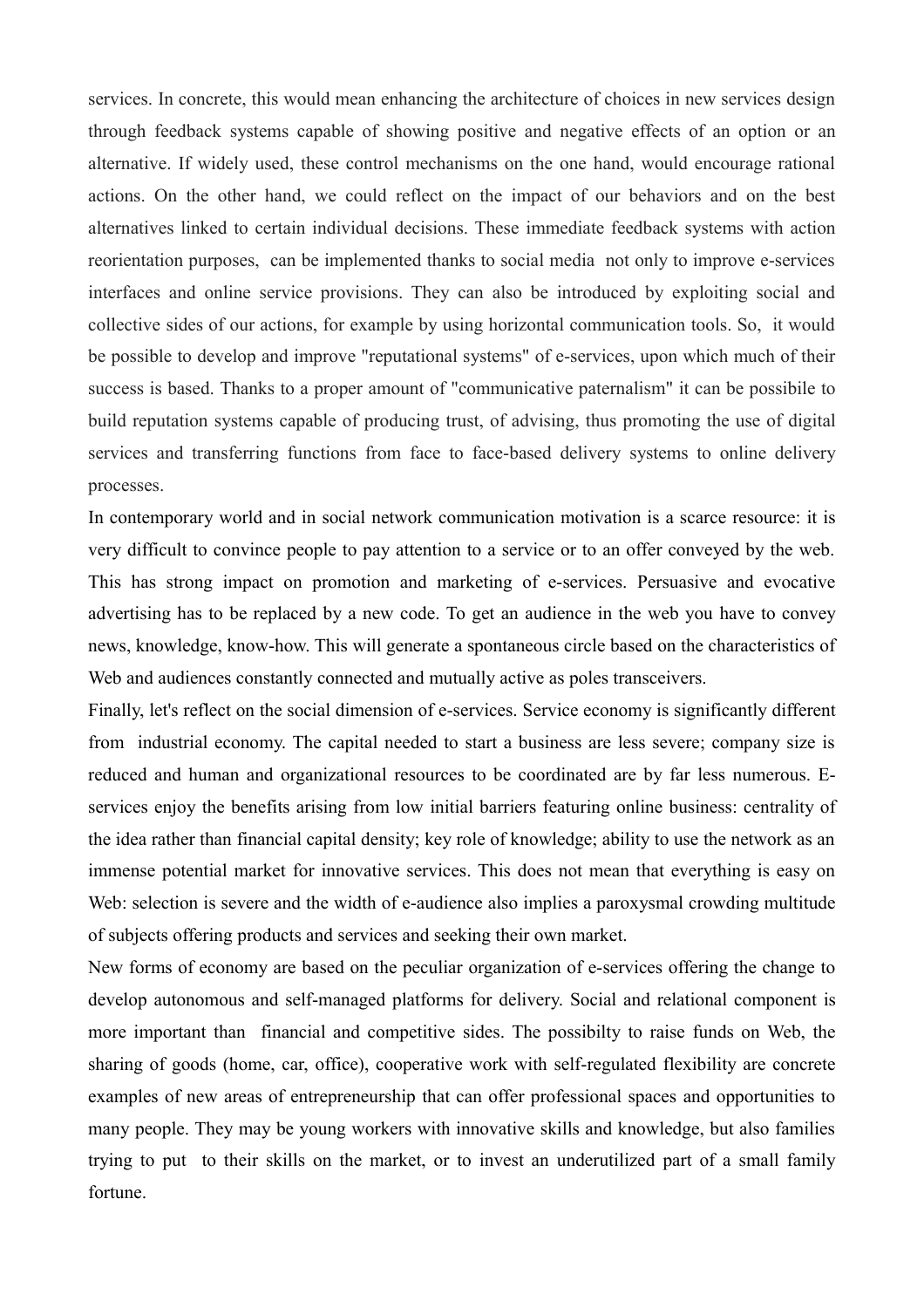services. In concrete, this would mean enhancing the architecture of choices in new services design through feedback systems capable of showing positive and negative effects of an option or an alternative. If widely used, these control mechanisms on the one hand, would encourage rational actions. On the other hand, we could reflect on the impact of our behaviors and on the best alternatives linked to certain individual decisions. These immediate feedback systems with action reorientation purposes, can be implemented thanks to social media not only to improve e-services interfaces and online service provisions. They can also be introduced by exploiting social and collective sides of our actions, for example by using horizontal communication tools. So, it would be possible to develop and improve "reputational systems" of e-services, upon which much of their success is based. Thanks to a proper amount of "communicative paternalism" it can be possibile to build reputation systems capable of producing trust, of advising, thus promoting the use of digital services and transferring functions from face to face-based delivery systems to online delivery processes.

In contemporary world and in social network communication motivation is a scarce resource: it is very difficult to convince people to pay attention to a service or to an offer conveyed by the web. This has strong impact on promotion and marketing of e-services. Persuasive and evocative advertising has to be replaced by a new code. To get an audience in the web you have to convey news, knowledge, know-how. This will generate a spontaneous circle based on the characteristics of Web and audiences constantly connected and mutually active as poles transceivers.

Finally, let's reflect on the social dimension of e-services. Service economy is significantly different from industrial economy. The capital needed to start a business are less severe; company size is reduced and human and organizational resources to be coordinated are by far less numerous. E-services enjoy the benefits arising from low initial barriers featuring online business: centrality of the idea rather than financial capital density; key role of knowledge; ability to use the network as an immense potential market for innovative services. This does not mean that everything is easy on Web: selection is severe and the width of e-audience also implies a paroxysmal crowding multitude of subjects offering products and services and seeking their own market.

New forms of economy are based on the peculiar organization of e-services offering the change to develop autonomous and self-managed platforms for delivery. Social and relational component is more important than financial and competitive sides. The possibilty to raise funds on Web, the sharing of goods (home, car, office), cooperative work with self-regulated flexibility are concrete examples of new areas of entrepreneurship that can offer professional spaces and opportunities to many people. They may be young workers with innovative skills and knowledge, but also families trying to put to their skills on the market, or to invest an underutilized part of a small family fortune.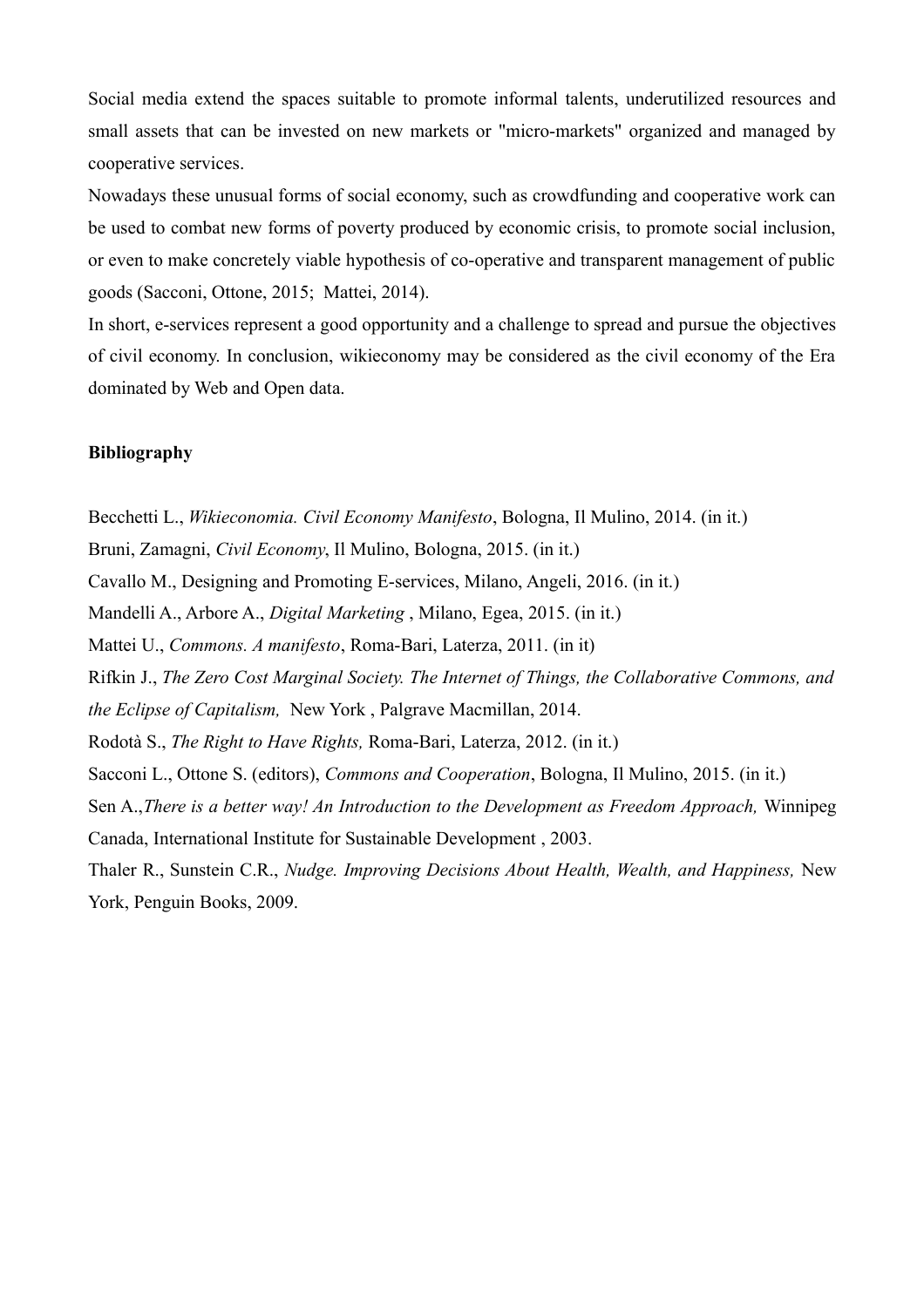Social media extend the spaces suitable to promote informal talents, underutilized resources and small assets that can be invested on new markets or "micro-markets" organized and managed by cooperative services.

Nowadays these unusual forms of social economy, such as crowdfunding and cooperative work can be used to combat new forms of poverty produced by economic crisis, to promote social inclusion, or even to make concretely viable hypothesis of co-operative and transparent management of public goods (Sacconi, Ottone, 2015; Mattei, 2014).

In short, e-services represent a good opportunity and a challenge to spread and pursue the objectives of civil economy. In conclusion, wikieconomy may be considered as the civil economy of the Era dominated by Web and Open data.

**Bibliography**

Becchetti L., *Wikieconomia. Civil Economy Manifesto*, Bologna, Il Mulino, 2014. (in it.)

Bruni, Zamagni, *Civil Economy*, Il Mulino, Bologna, 2015. (in it.)

Cavallo M., Designing and Promoting E-services, Milano, Angeli, 2016. (in it.)

Mandelli A., Arbore A., *Digital Marketing* , Milano, Egea, 2015. (in it.)

Mattei U., *Commons. A manifesto*, Roma-Bari, Laterza, 2011. (in it)

Rifkin J., *The Zero Cost Marginal Society. The Internet of Things, the Collaborative Commons, and the Eclipse of Capitalism,* New York , Palgrave Macmillan, 2014.

Rodotà S., *The Right to Have Rights,* Roma-Bari, Laterza, 2012. (in it.)

Sacconi L., Ottone S. (editors), *Commons and Cooperation*, Bologna, Il Mulino, 2015. (in it.)

Sen A.,*There is a better way! An Introduction to the Development as Freedom Approach,* Winnipeg Canada, International Institute for Sustainable Development , 2003.

Thaler R., Sunstein C.R., *Nudge. Improving Decisions About Health, Wealth, and Happiness,* New York, Penguin Books, 2009.